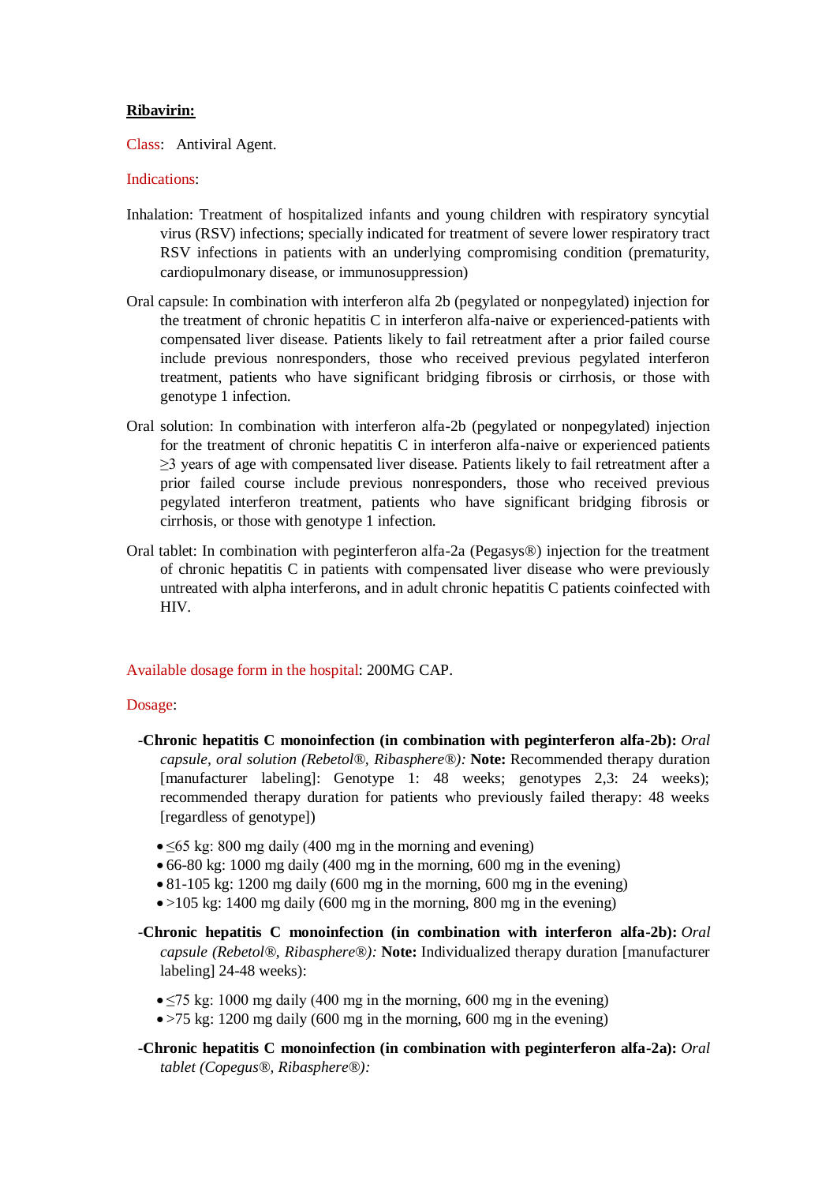**<u>Ribavirin:</u>**

Class: Antiviral Agent.

Indications:

Inhalation: Treatment of hospitalized infants and young children with respiratory syncytial virus (RSV) infections; specially indicated for treatment of severe lower respiratory tract RSV infections in patients with an underlying compromising condition (prematurity, cardiopulmonary disease, or immunosuppression)

Oral capsule: In combination with interferon alfa 2b (pegylated or nonpegylated) injection for the treatment of chronic hepatitis C in interferon alfa-naive or experienced-patients with compensated liver disease. Patients likely to fail retreatment after a prior failed course include previous nonresponders, those who received previous pegylated interferon treatment, patients who have significant bridging fibrosis or cirrhosis, or those with genotype 1 infection.

Oral solution: In combination with interferon alfa-2b (pegylated or nonpegylated) injection for the treatment of chronic hepatitis C in interferon alfa-naive or experienced patients ≥3 years of age with compensated liver disease. Patients likely to fail retreatment after a prior failed course include previous nonresponders, those who received previous pegylated interferon treatment, patients who have significant bridging fibrosis or cirrhosis, or those with genotype 1 infection.

Oral tablet: In combination with peginterferon alfa-2a (Pegasys®) injection for the treatment of chronic hepatitis C in patients with compensated liver disease who were previously untreated with alpha interferons, and in adult chronic hepatitis C patients coinfected with HIV.

Available dosage form in the hospital: 200MG CAP.

Dosage:

-**Chronic hepatitis C monoinfection (in combination with peginterferon alfa-2b):** *Oral capsule, oral solution (Rebetol®, Ribasphere®):* **Note:** Recommended therapy duration [manufacturer labeling]: Genotype 1: 48 weeks; genotypes 2,3: 24 weeks); recommended therapy duration for patients who previously failed therapy: 48 weeks [regardless of genotype])

- ≤65 kg: 800 mg daily (400 mg in the morning and evening)
- 66-80 kg: 1000 mg daily (400 mg in the morning, 600 mg in the evening)
- 81-105 kg: 1200 mg daily (600 mg in the morning, 600 mg in the evening)
- >105 kg: 1400 mg daily (600 mg in the morning, 800 mg in the evening)

-**Chronic hepatitis C monoinfection (in combination with interferon alfa-2b):** *Oral capsule (Rebetol®, Ribasphere®):* **Note:** Individualized therapy duration [manufacturer labeling] 24-48 weeks):

- ≤75 kg: 1000 mg daily (400 mg in the morning, 600 mg in the evening)
- >75 kg: 1200 mg daily (600 mg in the morning, 600 mg in the evening)

-**Chronic hepatitis C monoinfection (in combination with peginterferon alfa-2a):** *Oral tablet (Copegus®, Ribasphere®):*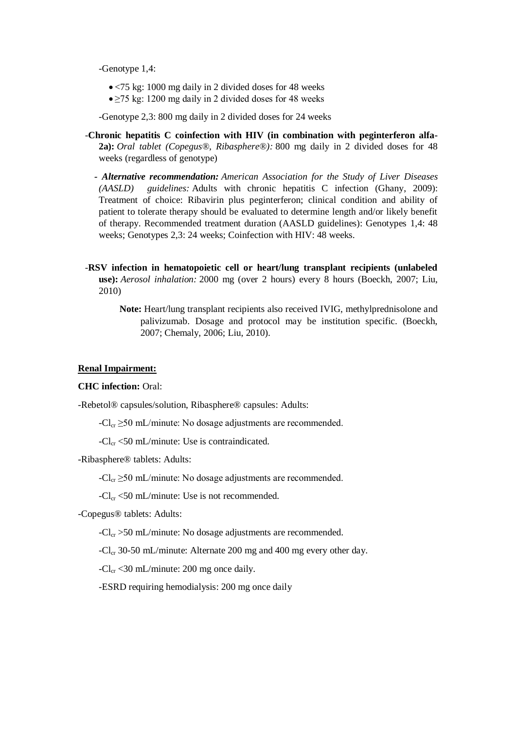-Genotype 1,4:

- <75 kg: 1000 mg daily in 2 divided doses for 48 weeks
- ≥75 kg: 1200 mg daily in 2 divided doses for 48 weeks

-Genotype 2,3: 800 mg daily in 2 divided doses for 24 weeks

-**Chronic hepatitis C coinfection with HIV (in combination with peginterferon alfa-2a):** *Oral tablet (Copegus®, Ribasphere®):* 800 mg daily in 2 divided doses for 48 weeks (regardless of genotype)

- ***Alternative recommendation:*** *American Association for the Study of Liver Diseases (AASLD) guidelines:* Adults with chronic hepatitis C infection (Ghany, 2009): Treatment of choice: Ribavirin plus peginterferon; clinical condition and ability of patient to tolerate therapy should be evaluated to determine length and/or likely benefit of therapy. Recommended treatment duration (AASLD guidelines): Genotypes 1,4: 48 weeks; Genotypes 2,3: 24 weeks; Coinfection with HIV: 48 weeks.

-**RSV infection in hematopoietic cell or heart/lung transplant recipients (unlabeled use):** *Aerosol inhalation:* 2000 mg (over 2 hours) every 8 hours (Boeckh, 2007; Liu, 2010)

**Note:** Heart/lung transplant recipients also received IVIG, methylprednisolone and palivizumab. Dosage and protocol may be institution specific. (Boeckh, 2007; Chemaly, 2006; Liu, 2010).

**Renal Impairment:**

**CHC infection:** Oral:

-Rebetol® capsules/solution, Ribasphere® capsules: Adults:

-$Cl_{cr}$ ≥50 mL/minute: No dosage adjustments are recommended.

-$Cl_{cr}$ <50 mL/minute: Use is contraindicated.

-Ribasphere® tablets: Adults:

-$Cl_{cr}$ ≥50 mL/minute: No dosage adjustments are recommended.

-$Cl_{cr}$ <50 mL/minute: Use is not recommended.

-Copegus® tablets: Adults:

-$Cl_{cr}$ >50 mL/minute: No dosage adjustments are recommended.

-$Cl_{cr}$ 30-50 mL/minute: Alternate 200 mg and 400 mg every other day.

-$Cl_{cr}$ <30 mL/minute: 200 mg once daily.

-ESRD requiring hemodialysis: 200 mg once daily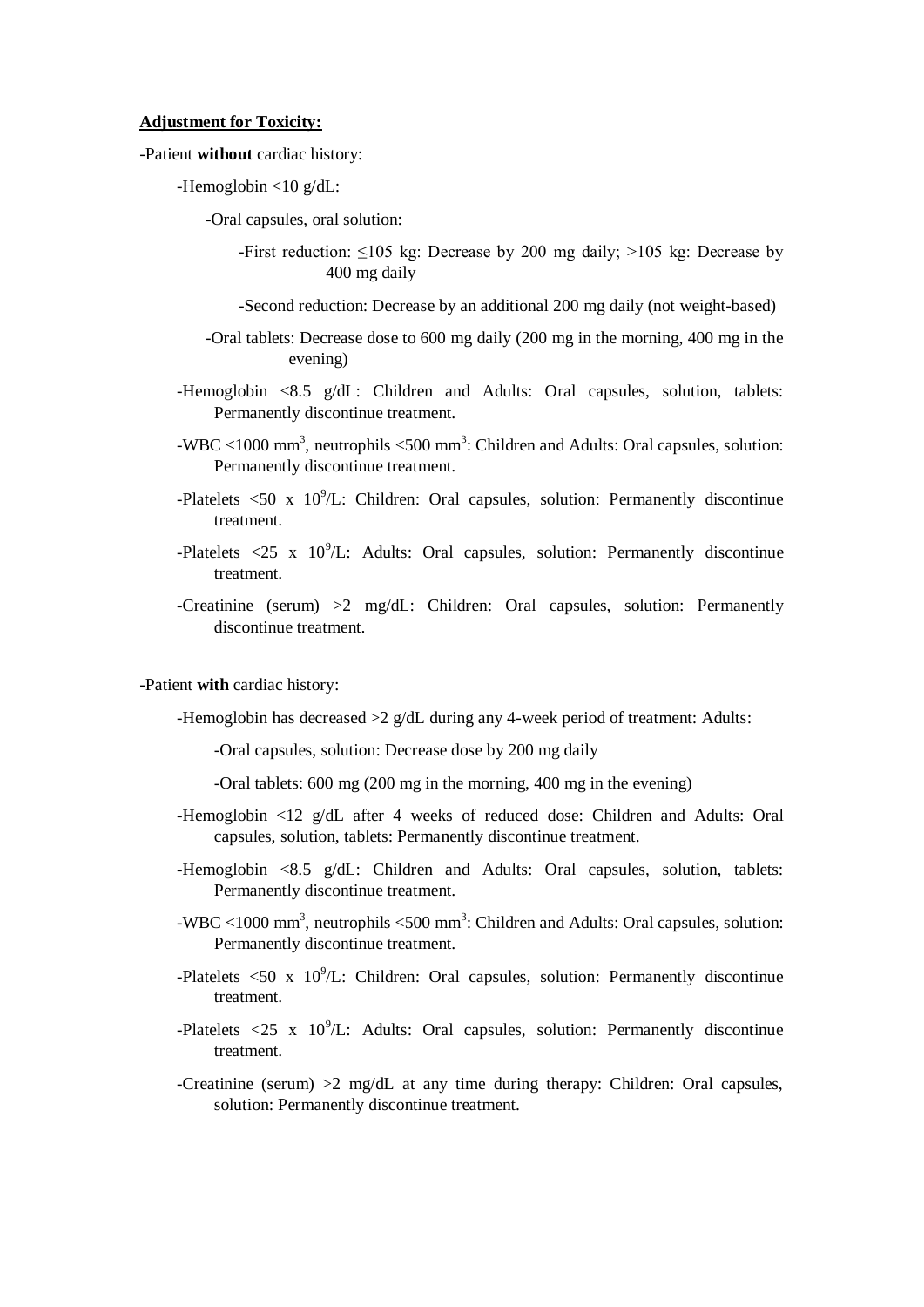**Adjustment for Toxicity:**

-Patient **without** cardiac history:

- -Hemoglobin <10 g/dL:
  - -Oral capsules, oral solution:
    - -First reduction: ≤105 kg: Decrease by 200 mg daily; >105 kg: Decrease by 400 mg daily
    - -Second reduction: Decrease by an additional 200 mg daily (not weight-based)
  - -Oral tablets: Decrease dose to 600 mg daily (200 mg in the morning, 400 mg in the evening)
- -Hemoglobin <8.5 g/dL: Children and Adults: Oral capsules, solution, tablets: Permanently discontinue treatment.
- -WBC <1000 $mm^3$, neutrophils <500 $mm^3$: Children and Adults: Oral capsules, solution: Permanently discontinue treatment.
- -Platelets <50 x $10^9$/L: Children: Oral capsules, solution: Permanently discontinue treatment.
- -Platelets <25 x $10^9$/L: Adults: Oral capsules, solution: Permanently discontinue treatment.
- -Creatinine (serum) >2 mg/dL: Children: Oral capsules, solution: Permanently discontinue treatment.

-Patient **with** cardiac history:

- -Hemoglobin has decreased >2 g/dL during any 4-week period of treatment: Adults:
  - -Oral capsules, solution: Decrease dose by 200 mg daily
  - -Oral tablets: 600 mg (200 mg in the morning, 400 mg in the evening)
- -Hemoglobin <12 g/dL after 4 weeks of reduced dose: Children and Adults: Oral capsules, solution, tablets: Permanently discontinue treatment.
- -Hemoglobin <8.5 g/dL: Children and Adults: Oral capsules, solution, tablets: Permanently discontinue treatment.
- -WBC <1000 $mm^3$, neutrophils <500 $mm^3$: Children and Adults: Oral capsules, solution: Permanently discontinue treatment.
- -Platelets <50 x $10^9$/L: Children: Oral capsules, solution: Permanently discontinue treatment.
- -Platelets <25 x $10^9$/L: Adults: Oral capsules, solution: Permanently discontinue treatment.
- -Creatinine (serum) >2 mg/dL at any time during therapy: Children: Oral capsules, solution: Permanently discontinue treatment.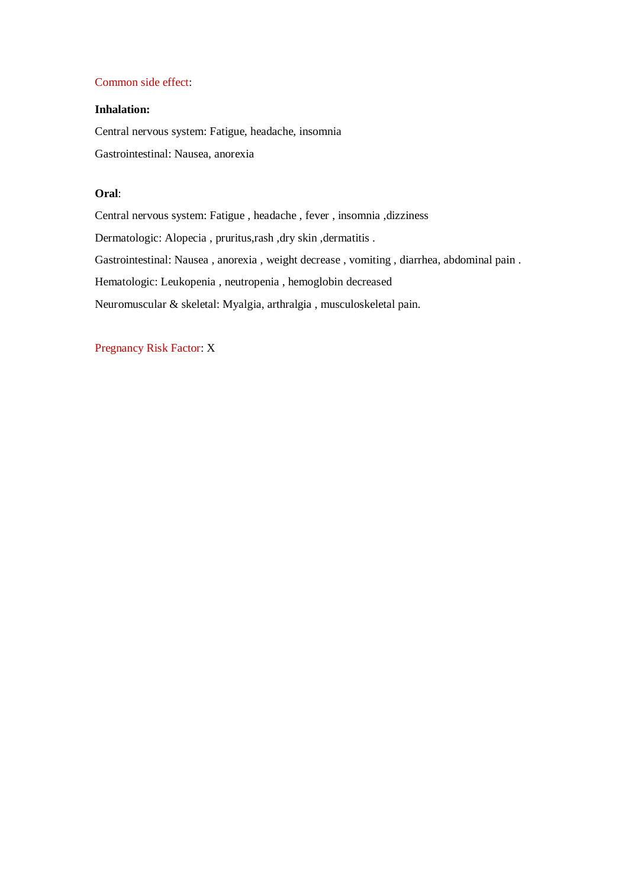Common side effect:

**Inhalation:**

Central nervous system: Fatigue, headache, insomnia

Gastrointestinal: Nausea, anorexia

**Oral**:

Central nervous system: Fatigue , headache , fever , insomnia ,dizziness

Dermatologic: Alopecia , pruritus,rash ,dry skin ,dermatitis .

Gastrointestinal: Nausea , anorexia , weight decrease , vomiting , diarrhea, abdominal pain .

Hematologic: Leukopenia , neutropenia , hemoglobin decreased

Neuromuscular & skeletal: Myalgia, arthralgia , musculoskeletal pain.

Pregnancy Risk Factor: X